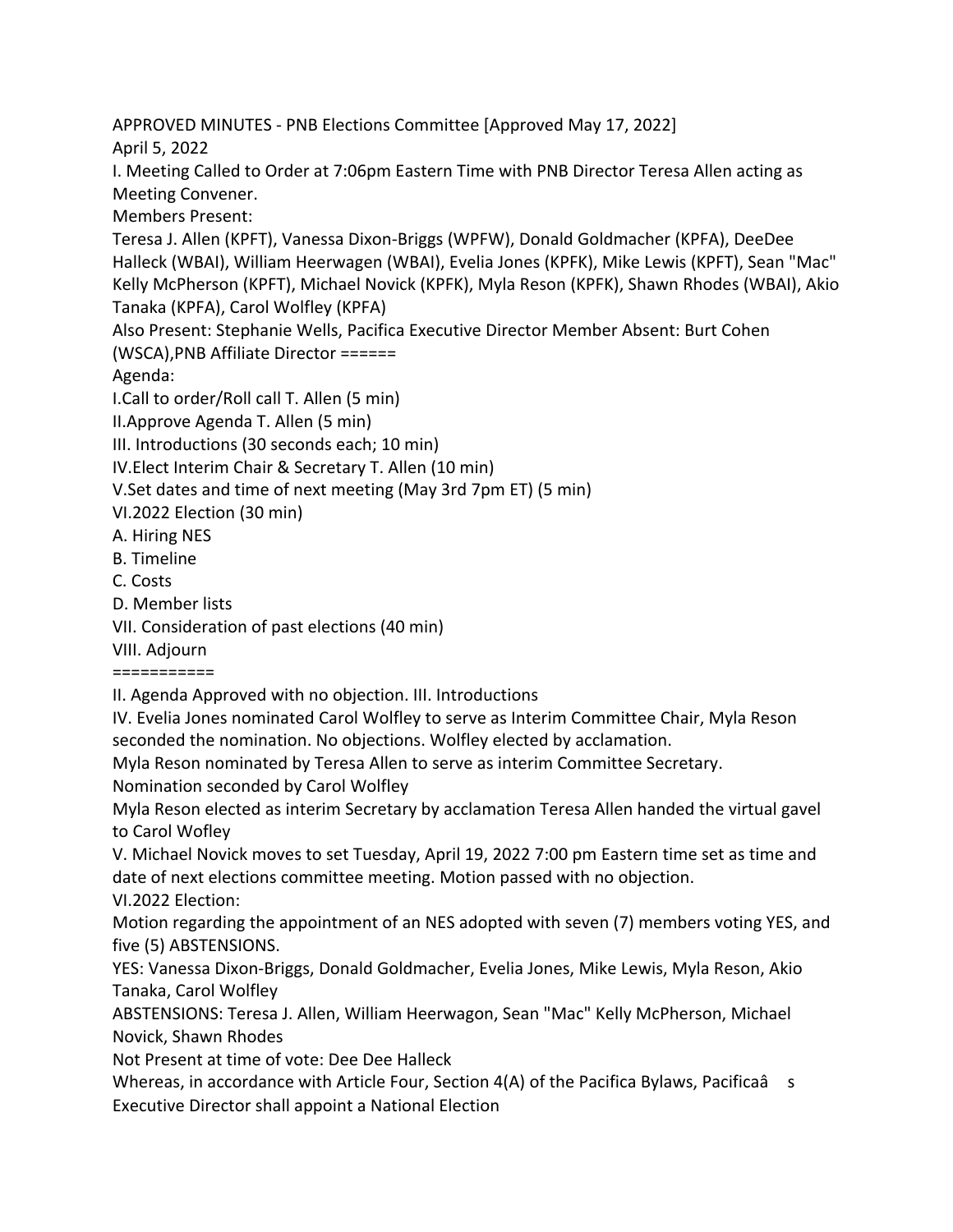APPROVED MINUTES - PNB Elections Committee [Approved May 17, 2022]

April 5, 2022

I. Meeting Called to Order at 7:06pm Eastern Time with PNB Director Teresa Allen acting as Meeting Convener.

Members Present:

Teresa J. Allen (KPFT), Vanessa Dixon-Briggs (WPFW), Donald Goldmacher (KPFA), DeeDee Halleck (WBAI), William Heerwagen (WBAI), Evelia Jones (KPFK), Mike Lewis (KPFT), Sean "Mac" Kelly McPherson (KPFT), Michael Novick (KPFK), Myla Reson (KPFK), Shawn Rhodes (WBAI), Akio Tanaka (KPFA), Carol Wolfley (KPFA)

Also Present: Stephanie Wells, Pacifica Executive Director Member Absent: Burt Cohen (WSCA),PNB Affiliate Director ======

Agenda:

I.Call to order/Roll call T. Allen (5 min)

II.Approve Agenda T. Allen (5 min)

III. Introductions (30 seconds each; 10 min)

IV.Elect Interim Chair & Secretary T. Allen (10 min)

V.Set dates and time of next meeting (May 3rd 7pm ET) (5 min)

VI.2022 Election (30 min)

A. Hiring NES

B. Timeline

C. Costs

D. Member lists

VII. Consideration of past elections (40 min)

VIII. Adjourn

===========

II. Agenda Approved with no objection. III. Introductions

IV. Evelia Jones nominated Carol Wolfley to serve as Interim Committee Chair, Myla Reson seconded the nomination. No objections. Wolfley elected by acclamation.

Myla Reson nominated by Teresa Allen to serve as interim Committee Secretary.

Nomination seconded by Carol Wolfley

Myla Reson elected as interim Secretary by acclamation Teresa Allen handed the virtual gavel to Carol Wofley

V. Michael Novick moves to set Tuesday, April 19, 2022 7:00 pm Eastern time set as time and date of next elections committee meeting. Motion passed with no objection.

VI.2022 Election:

Motion regarding the appointment of an NES adopted with seven (7) members voting YES, and five (5) ABSTENSIONS.

YES: Vanessa Dixon-Briggs, Donald Goldmacher, Evelia Jones, Mike Lewis, Myla Reson, Akio Tanaka, Carol Wolfley

ABSTENSIONS: Teresa J. Allen, William Heerwagon, Sean "Mac" Kelly McPherson, Michael Novick, Shawn Rhodes

Not Present at time of vote: Dee Dee Halleck

Whereas, in accordance with Article Four, Section 4(A) of the Pacifica Bylaws, Pacificaâ s Executive Director shall appoint a National Election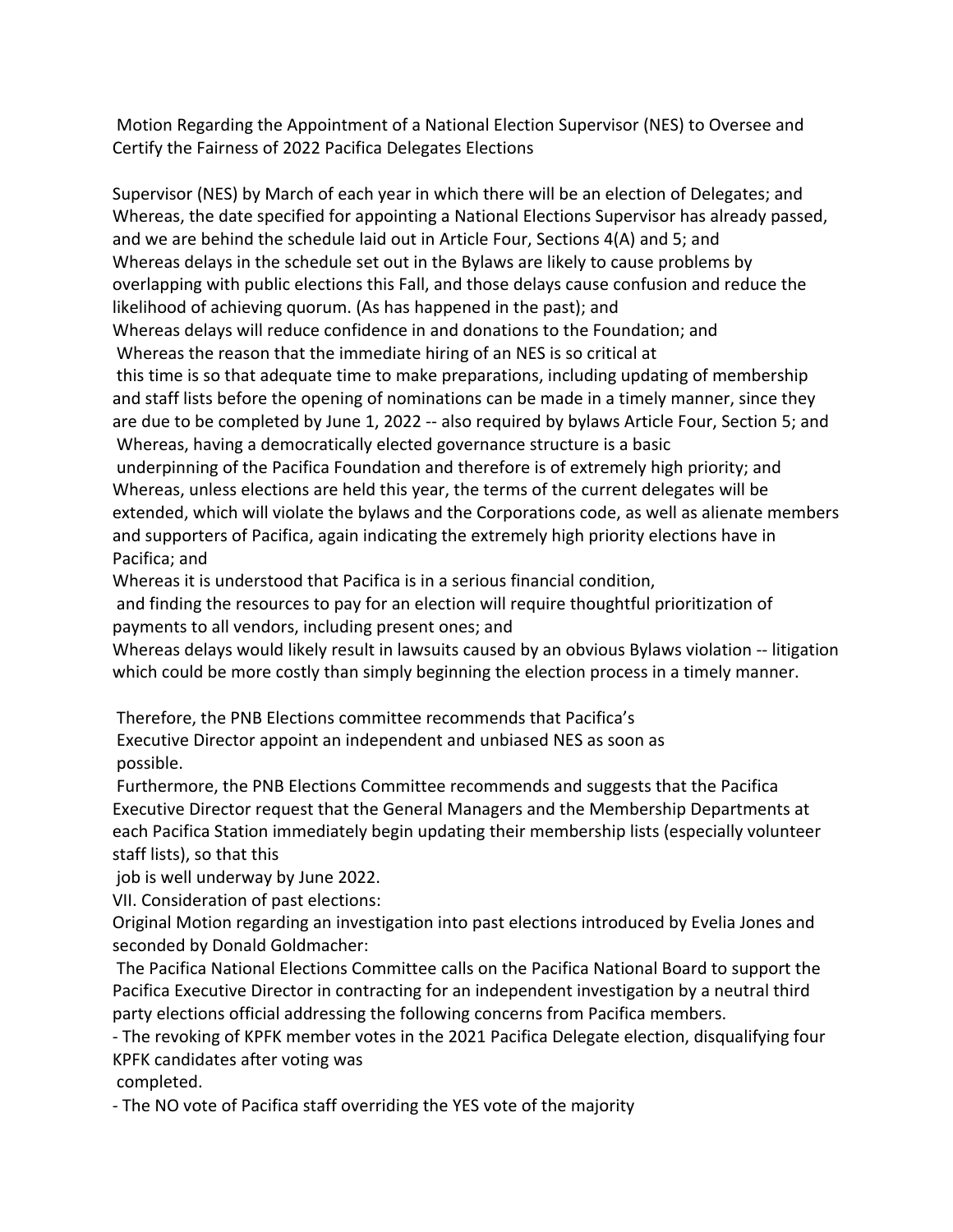Motion Regarding the Appointment of a National Election Supervisor (NES) to Oversee and Certify the Fairness of 2022 Pacifica Delegates Elections

Supervisor (NES) by March of each year in which there will be an election of Delegates; and
Whereas, the date specified for appointing a National Elections Supervisor has already passed, and we are behind the schedule laid out in Article Four, Sections 4(A) and 5; and
Whereas delays in the schedule set out in the Bylaws are likely to cause problems by overlapping with public elections this Fall, and those delays cause confusion and reduce the likelihood of achieving quorum. (As has happened in the past); and
Whereas delays will reduce confidence in and donations to the Foundation; and
Whereas the reason that the immediate hiring of an NES is so critical at this time is so that adequate time to make preparations, including updating of membership and staff lists before the opening of nominations can be made in a timely manner, since they are due to be completed by June 1, 2022 -- also required by bylaws Article Four, Section 5; and
Whereas, having a democratically elected governance structure is a basic underpinning of the Pacifica Foundation and therefore is of extremely high priority; and
Whereas, unless elections are held this year, the terms of the current delegates will be extended, which will violate the bylaws and the Corporations code, as well as alienate members and supporters of Pacifica, again indicating the extremely high priority elections have in Pacifica; and
Whereas it is understood that Pacifica is in a serious financial condition, and finding the resources to pay for an election will require thoughtful prioritization of payments to all vendors, including present ones; and
Whereas delays would likely result in lawsuits caused by an obvious Bylaws violation -- litigation which could be more costly than simply beginning the election process in a timely manner.

Therefore, the PNB Elections committee recommends that Pacifica's Executive Director appoint an independent and unbiased NES as soon as possible.
Furthermore, the PNB Elections Committee recommends and suggests that the Pacifica Executive Director request that the General Managers and the Membership Departments at each Pacifica Station immediately begin updating their membership lists (especially volunteer staff lists), so that this job is well underway by June 2022.

VII. Consideration of past elections:

Original Motion regarding an investigation into past elections introduced by Evelia Jones and seconded by Donald Goldmacher:

The Pacifica National Elections Committee calls on the Pacifica National Board to support the Pacifica Executive Director in contracting for an independent investigation by a neutral third party elections official addressing the following concerns from Pacifica members.

- The revoking of KPFK member votes in the 2021 Pacifica Delegate election, disqualifying four KPFK candidates after voting was completed.
- The NO vote of Pacifica staff overriding the YES vote of the majority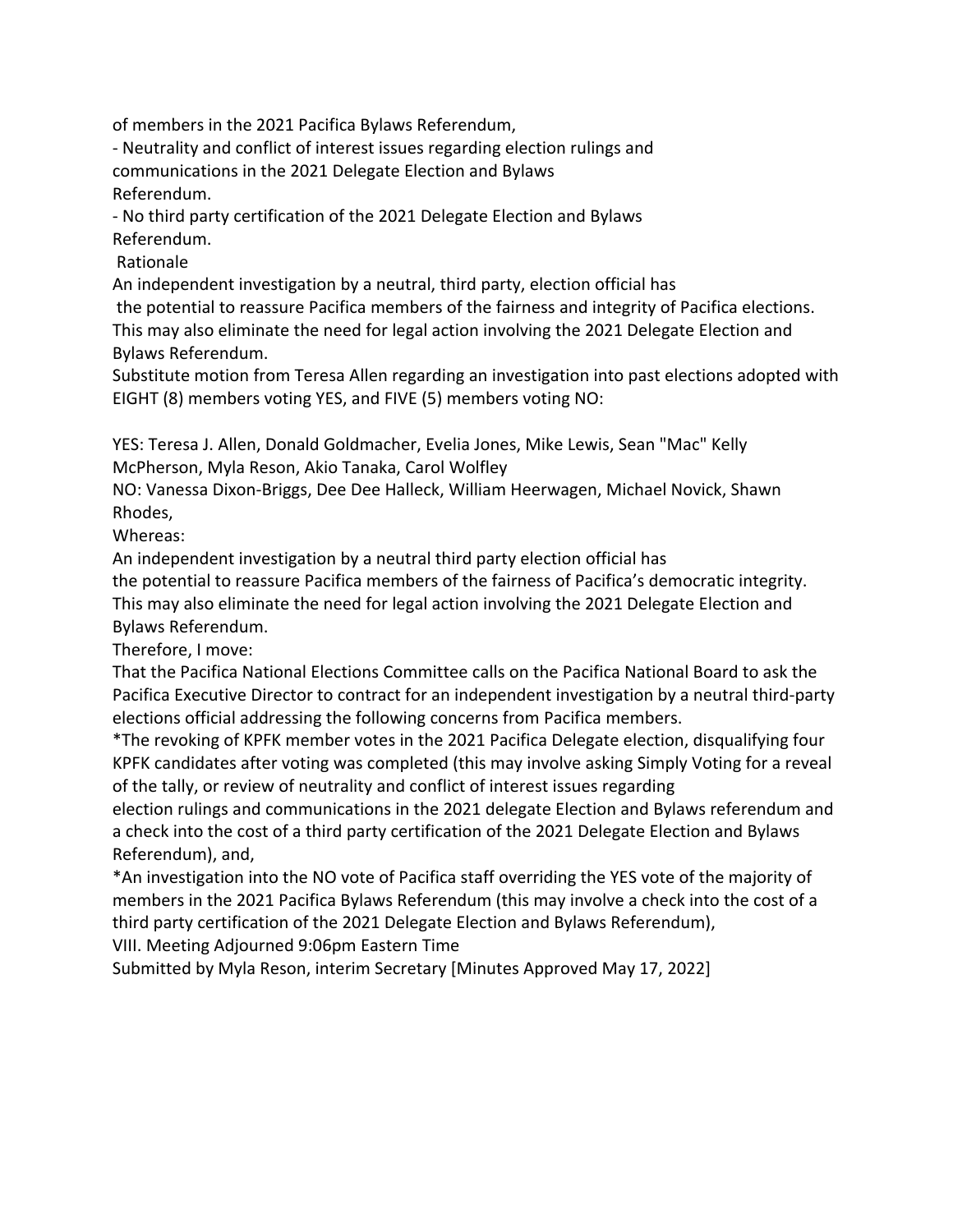of members in the 2021 Pacifica Bylaws Referendum,

- Neutrality and conflict of interest issues regarding election rulings and communications in the 2021 Delegate Election and Bylaws Referendum.
- No third party certification of the 2021 Delegate Election and Bylaws Referendum.

Rationale

An independent investigation by a neutral, third party, election official has the potential to reassure Pacifica members of the fairness and integrity of Pacifica elections. This may also eliminate the need for legal action involving the 2021 Delegate Election and Bylaws Referendum.

Substitute motion from Teresa Allen regarding an investigation into past elections adopted with EIGHT (8) members voting YES, and FIVE (5) members voting NO:

YES: Teresa J. Allen, Donald Goldmacher, Evelia Jones, Mike Lewis, Sean "Mac" Kelly McPherson, Myla Reson, Akio Tanaka, Carol Wolfley

NO: Vanessa Dixon-Briggs, Dee Dee Halleck, William Heerwagen, Michael Novick, Shawn Rhodes,

Whereas:

An independent investigation by a neutral third party election official has the potential to reassure Pacifica members of the fairness of Pacifica's democratic integrity. This may also eliminate the need for legal action involving the 2021 Delegate Election and Bylaws Referendum.

Therefore, I move:

That the Pacifica National Elections Committee calls on the Pacifica National Board to ask the Pacifica Executive Director to contract for an independent investigation by a neutral third-party elections official addressing the following concerns from Pacifica members.

*The revoking of KPFK member votes in the 2021 Pacifica Delegate election, disqualifying four KPFK candidates after voting was completed (this may involve asking Simply Voting for a reveal of the tally, or review of neutrality and conflict of interest issues regarding election rulings and communications in the 2021 delegate Election and Bylaws referendum and a check into the cost of a third party certification of the 2021 Delegate Election and Bylaws Referendum), and,

*An investigation into the NO vote of Pacifica staff overriding the YES vote of the majority of members in the 2021 Pacifica Bylaws Referendum (this may involve a check into the cost of a third party certification of the 2021 Delegate Election and Bylaws Referendum),

VIII. Meeting Adjourned 9:06pm Eastern Time

Submitted by Myla Reson, interim Secretary [Minutes Approved May 17, 2022]